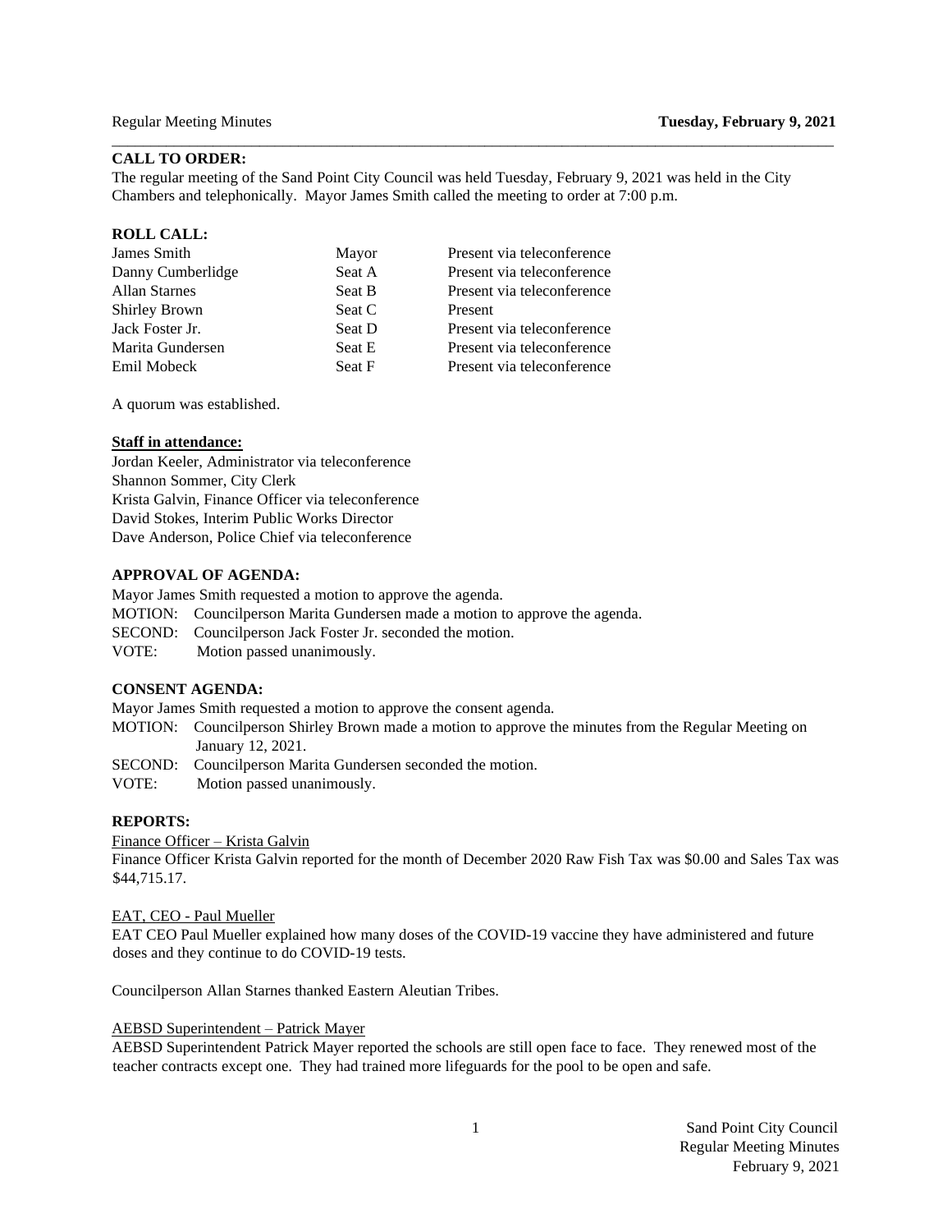Regular Meeting Minutes **Tuesday, February 9, 2021**

**CALL TO ORDER:**

The regular meeting of the Sand Point City Council was held Tuesday, February 9, 2021 was held in the City Chambers and telephonically. Mayor James Smith called the meeting to order at 7:00 p.m.

**ROLL CALL:**

| | | |
|---|---|---|
| James Smith | Mayor | Present via teleconference |
| Danny Cumberlidge | Seat A | Present via teleconference |
| Allan Starnes | Seat B | Present via teleconference |
| Shirley Brown | Seat C | Present |
| Jack Foster Jr. | Seat D | Present via teleconference |
| Marita Gundersen | Seat E | Present via teleconference |
| Emil Mobeck | Seat F | Present via teleconference |

A quorum was established.

**Staff in attendance:**

Jordan Keeler, Administrator via teleconference
Shannon Sommer, City Clerk
Krista Galvin, Finance Officer via teleconference
David Stokes, Interim Public Works Director
Dave Anderson, Police Chief via teleconference

**APPROVAL OF AGENDA:**

Mayor James Smith requested a motion to approve the agenda.
MOTION: Councilperson Marita Gundersen made a motion to approve the agenda.
SECOND: Councilperson Jack Foster Jr. seconded the motion.
VOTE: Motion passed unanimously.

**CONSENT AGENDA:**

Mayor James Smith requested a motion to approve the consent agenda.
MOTION: Councilperson Shirley Brown made a motion to approve the minutes from the Regular Meeting on January 12, 2021.
SECOND: Councilperson Marita Gundersen seconded the motion.
VOTE: Motion passed unanimously.

**REPORTS:**

Finance Officer – Krista Galvin

Finance Officer Krista Galvin reported for the month of December 2020 Raw Fish Tax was $0.00 and Sales Tax was $44,715.17.

EAT, CEO - Paul Mueller

EAT CEO Paul Mueller explained how many doses of the COVID-19 vaccine they have administered and future doses and they continue to do COVID-19 tests.

Councilperson Allan Starnes thanked Eastern Aleutian Tribes.

AEBSD Superintendent – Patrick Mayer

AEBSD Superintendent Patrick Mayer reported the schools are still open face to face. They renewed most of the teacher contracts except one. They had trained more lifeguards for the pool to be open and safe.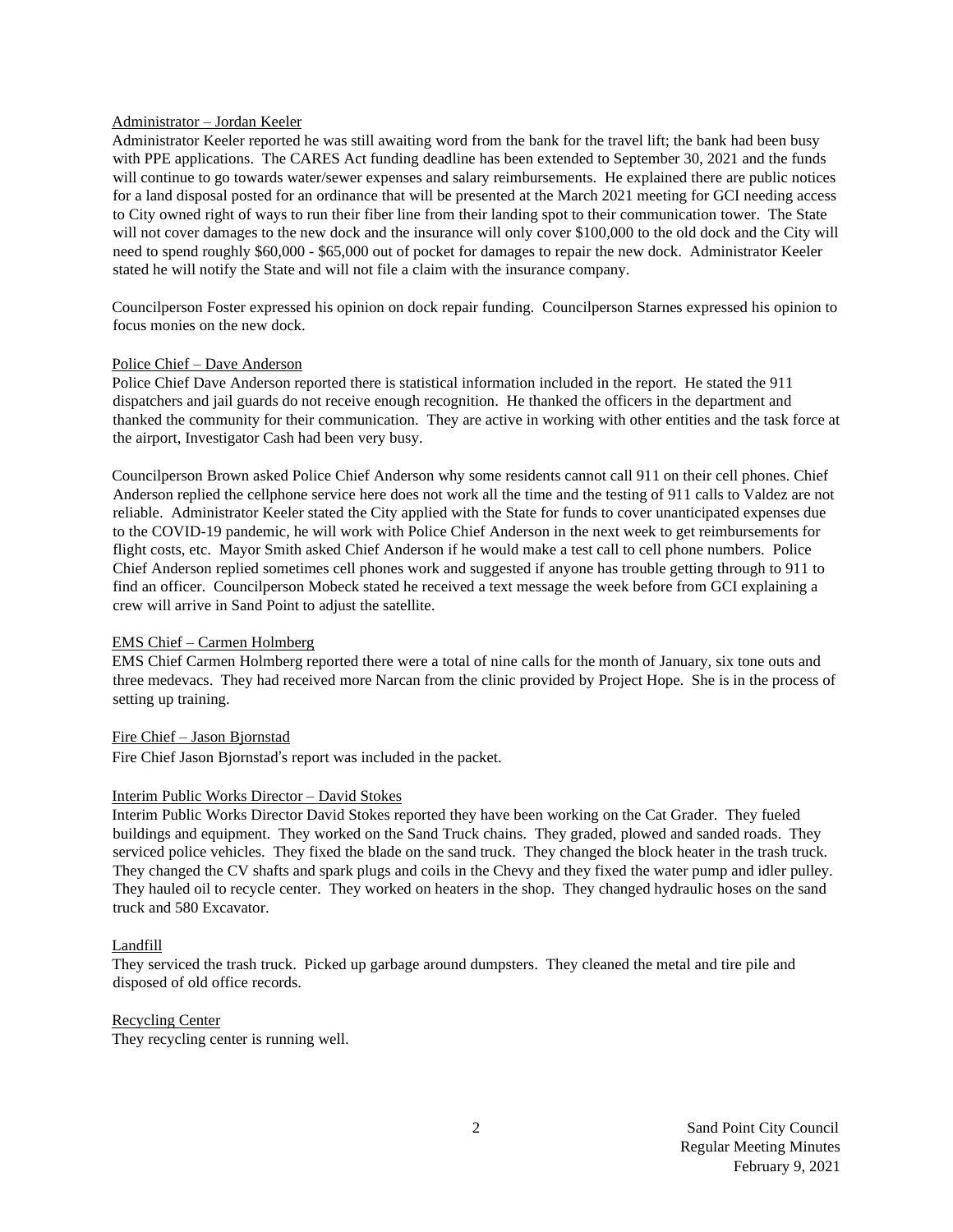Administrator – Jordan Keeler

Administrator Keeler reported he was still awaiting word from the bank for the travel lift; the bank had been busy with PPE applications. The CARES Act funding deadline has been extended to September 30, 2021 and the funds will continue to go towards water/sewer expenses and salary reimbursements. He explained there are public notices for a land disposal posted for an ordinance that will be presented at the March 2021 meeting for GCI needing access to City owned right of ways to run their fiber line from their landing spot to their communication tower. The State will not cover damages to the new dock and the insurance will only cover $100,000 to the old dock and the City will need to spend roughly $60,000 - $65,000 out of pocket for damages to repair the new dock. Administrator Keeler stated he will notify the State and will not file a claim with the insurance company.

Councilperson Foster expressed his opinion on dock repair funding. Councilperson Starnes expressed his opinion to focus monies on the new dock.

Police Chief – Dave Anderson

Police Chief Dave Anderson reported there is statistical information included in the report. He stated the 911 dispatchers and jail guards do not receive enough recognition. He thanked the officers in the department and thanked the community for their communication. They are active in working with other entities and the task force at the airport, Investigator Cash had been very busy.

Councilperson Brown asked Police Chief Anderson why some residents cannot call 911 on their cell phones. Chief Anderson replied the cellphone service here does not work all the time and the testing of 911 calls to Valdez are not reliable. Administrator Keeler stated the City applied with the State for funds to cover unanticipated expenses due to the COVID-19 pandemic, he will work with Police Chief Anderson in the next week to get reimbursements for flight costs, etc. Mayor Smith asked Chief Anderson if he would make a test call to cell phone numbers. Police Chief Anderson replied sometimes cell phones work and suggested if anyone has trouble getting through to 911 to find an officer. Councilperson Mobeck stated he received a text message the week before from GCI explaining a crew will arrive in Sand Point to adjust the satellite.

EMS Chief – Carmen Holmberg

EMS Chief Carmen Holmberg reported there were a total of nine calls for the month of January, six tone outs and three medevacs. They had received more Narcan from the clinic provided by Project Hope. She is in the process of setting up training.

Fire Chief – Jason Bjornstad

Fire Chief Jason Bjornstad's report was included in the packet.

Interim Public Works Director – David Stokes

Interim Public Works Director David Stokes reported they have been working on the Cat Grader. They fueled buildings and equipment. They worked on the Sand Truck chains. They graded, plowed and sanded roads. They serviced police vehicles. They fixed the blade on the sand truck. They changed the block heater in the trash truck. They changed the CV shafts and spark plugs and coils in the Chevy and they fixed the water pump and idler pulley. They hauled oil to recycle center. They worked on heaters in the shop. They changed hydraulic hoses on the sand truck and 580 Excavator.

Landfill

They serviced the trash truck. Picked up garbage around dumpsters. They cleaned the metal and tire pile and disposed of old office records.

Recycling Center

They recycling center is running well.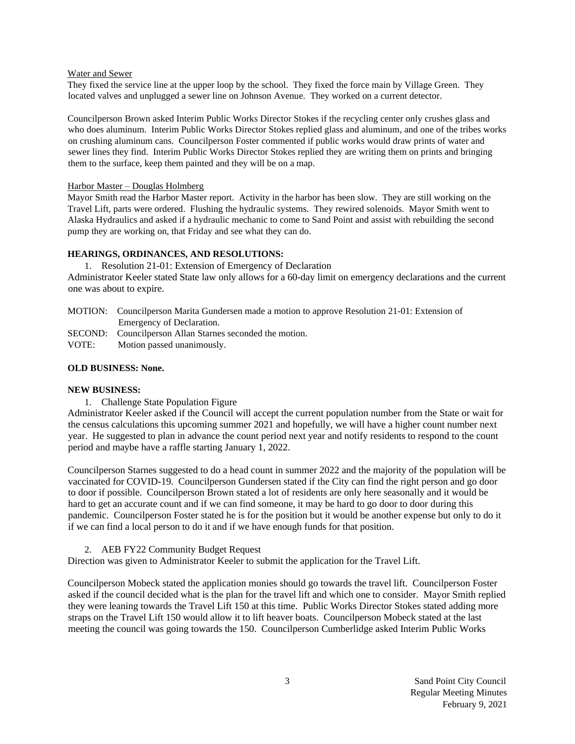Water and Sewer

They fixed the service line at the upper loop by the school. They fixed the force main by Village Green. They located valves and unplugged a sewer line on Johnson Avenue. They worked on a current detector.

Councilperson Brown asked Interim Public Works Director Stokes if the recycling center only crushes glass and who does aluminum. Interim Public Works Director Stokes replied glass and aluminum, and one of the tribes works on crushing aluminum cans. Councilperson Foster commented if public works would draw prints of water and sewer lines they find. Interim Public Works Director Stokes replied they are writing them on prints and bringing them to the surface, keep them painted and they will be on a map.

Harbor Master – Douglas Holmberg

Mayor Smith read the Harbor Master report. Activity in the harbor has been slow. They are still working on the Travel Lift, parts were ordered. Flushing the hydraulic systems. They rewired solenoids. Mayor Smith went to Alaska Hydraulics and asked if a hydraulic mechanic to come to Sand Point and assist with rebuilding the second pump they are working on, that Friday and see what they can do.

**HEARINGS, ORDINANCES, AND RESOLUTIONS:**

1. Resolution 21-01: Extension of Emergency of Declaration

Administrator Keeler stated State law only allows for a 60-day limit on emergency declarations and the current one was about to expire.

MOTION: Councilperson Marita Gundersen made a motion to approve Resolution 21-01: Extension of Emergency of Declaration.
SECOND: Councilperson Allan Starnes seconded the motion.
VOTE: Motion passed unanimously.

**OLD BUSINESS: None.**

**NEW BUSINESS:**

1. Challenge State Population Figure

Administrator Keeler asked if the Council will accept the current population number from the State or wait for the census calculations this upcoming summer 2021 and hopefully, we will have a higher count number next year. He suggested to plan in advance the count period next year and notify residents to respond to the count period and maybe have a raffle starting January 1, 2022.

Councilperson Starnes suggested to do a head count in summer 2022 and the majority of the population will be vaccinated for COVID-19. Councilperson Gundersen stated if the City can find the right person and go door to door if possible. Councilperson Brown stated a lot of residents are only here seasonally and it would be hard to get an accurate count and if we can find someone, it may be hard to go door to door during this pandemic. Councilperson Foster stated he is for the position but it would be another expense but only to do it if we can find a local person to do it and if we have enough funds for that position.

2. AEB FY22 Community Budget Request

Direction was given to Administrator Keeler to submit the application for the Travel Lift.

Councilperson Mobeck stated the application monies should go towards the travel lift. Councilperson Foster asked if the council decided what is the plan for the travel lift and which one to consider. Mayor Smith replied they were leaning towards the Travel Lift 150 at this time. Public Works Director Stokes stated adding more straps on the Travel Lift 150 would allow it to lift heaver boats. Councilperson Mobeck stated at the last meeting the council was going towards the 150. Councilperson Cumberlidge asked Interim Public Works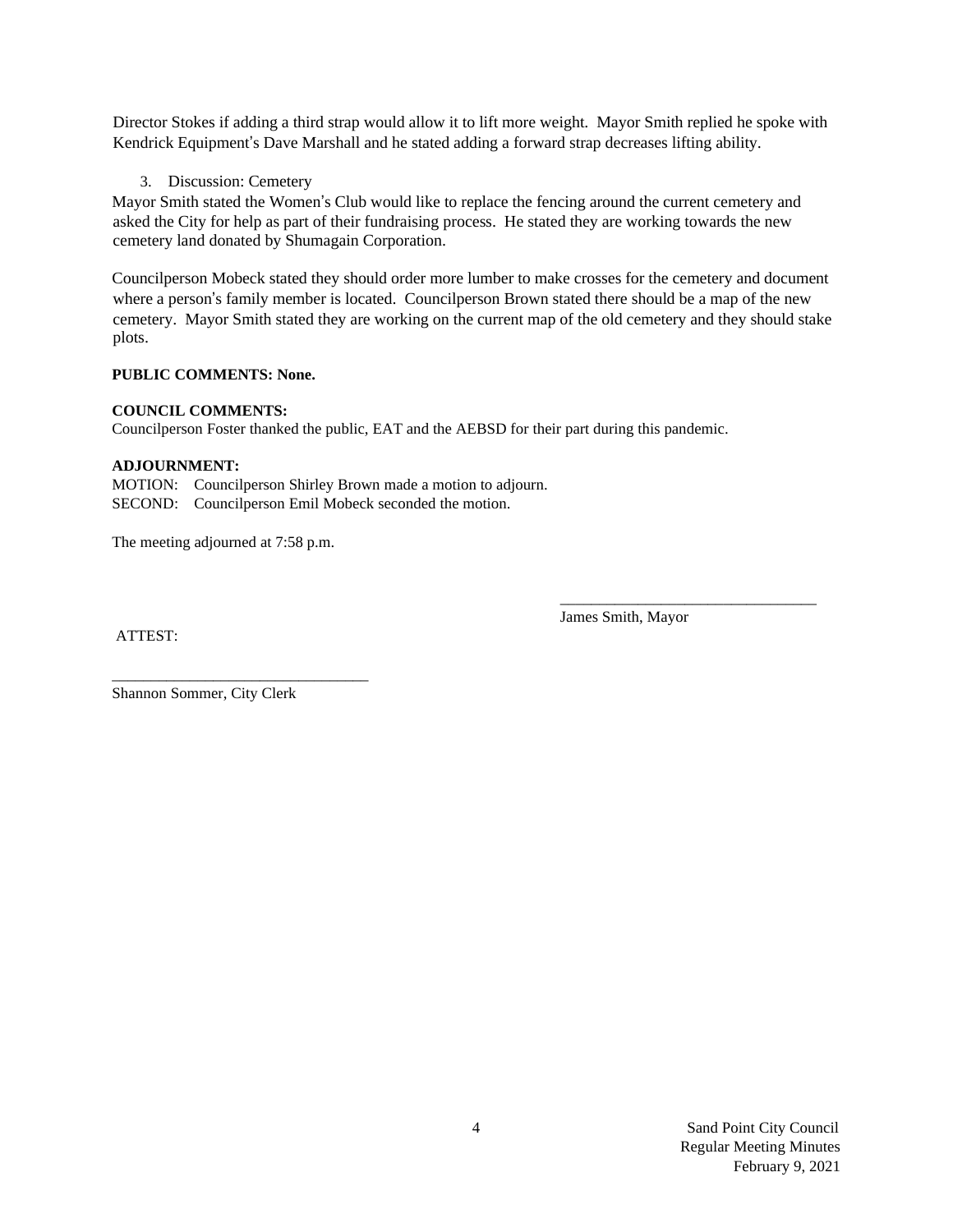Director Stokes if adding a third strap would allow it to lift more weight. Mayor Smith replied he spoke with Kendrick Equipment's Dave Marshall and he stated adding a forward strap decreases lifting ability.

3. Discussion: Cemetery

Mayor Smith stated the Women's Club would like to replace the fencing around the current cemetery and asked the City for help as part of their fundraising process. He stated they are working towards the new cemetery land donated by Shumagain Corporation.

Councilperson Mobeck stated they should order more lumber to make crosses for the cemetery and document where a person's family member is located. Councilperson Brown stated there should be a map of the new cemetery. Mayor Smith stated they are working on the current map of the old cemetery and they should stake plots.

**PUBLIC COMMENTS: None.**

**COUNCIL COMMENTS:**

Councilperson Foster thanked the public, EAT and the AEBSD for their part during this pandemic.

**ADJOURNMENT:**

MOTION: Councilperson Shirley Brown made a motion to adjourn.
SECOND: Councilperson Emil Mobeck seconded the motion.

The meeting adjourned at 7:58 p.m.

_________________________________
James Smith, Mayor

ATTEST:

_________________________________
Shannon Sommer, City Clerk